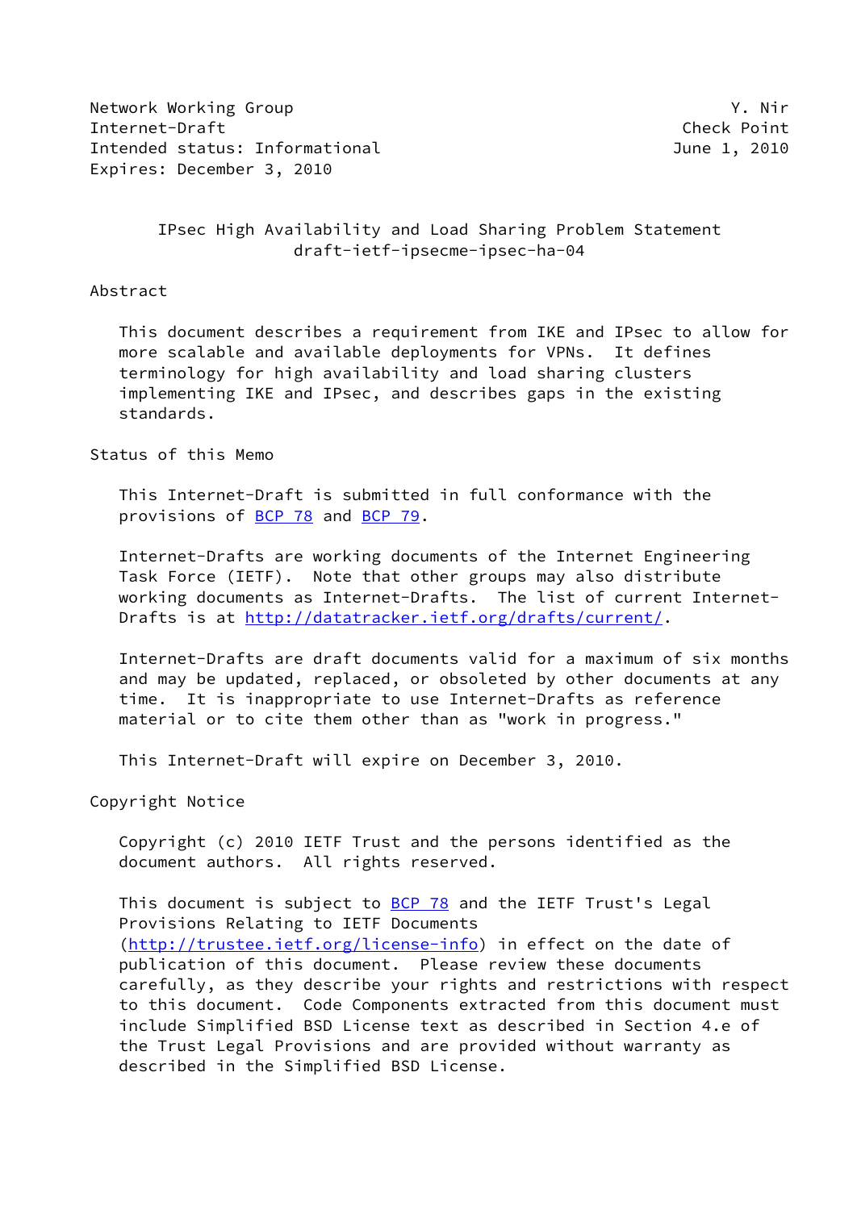Network Working Group Y. Nir
Internet-Draft Check Point
Intended status: Informational June 1, 2010
Expires: December 3, 2010

# IPsec High Availability and Load Sharing Problem Statement
draft-ietf-ipsecme-ipsec-ha-04

## Abstract

This document describes a requirement from IKE and IPsec to allow for more scalable and available deployments for VPNs. It defines terminology for high availability and load sharing clusters implementing IKE and IPsec, and describes gaps in the existing standards.

## Status of this Memo

This Internet-Draft is submitted in full conformance with the provisions of BCP 78 and BCP 79.

Internet-Drafts are working documents of the Internet Engineering Task Force (IETF). Note that other groups may also distribute working documents as Internet-Drafts. The list of current Internet-Drafts is at http://datatracker.ietf.org/drafts/current/.

Internet-Drafts are draft documents valid for a maximum of six months and may be updated, replaced, or obsoleted by other documents at any time. It is inappropriate to use Internet-Drafts as reference material or to cite them other than as "work in progress."

This Internet-Draft will expire on December 3, 2010.

## Copyright Notice

Copyright (c) 2010 IETF Trust and the persons identified as the document authors. All rights reserved.

This document is subject to BCP 78 and the IETF Trust's Legal Provisions Relating to IETF Documents (http://trustee.ietf.org/license-info) in effect on the date of publication of this document. Please review these documents carefully, as they describe your rights and restrictions with respect to this document. Code Components extracted from this document must include Simplified BSD License text as described in Section 4.e of the Trust Legal Provisions and are provided without warranty as described in the Simplified BSD License.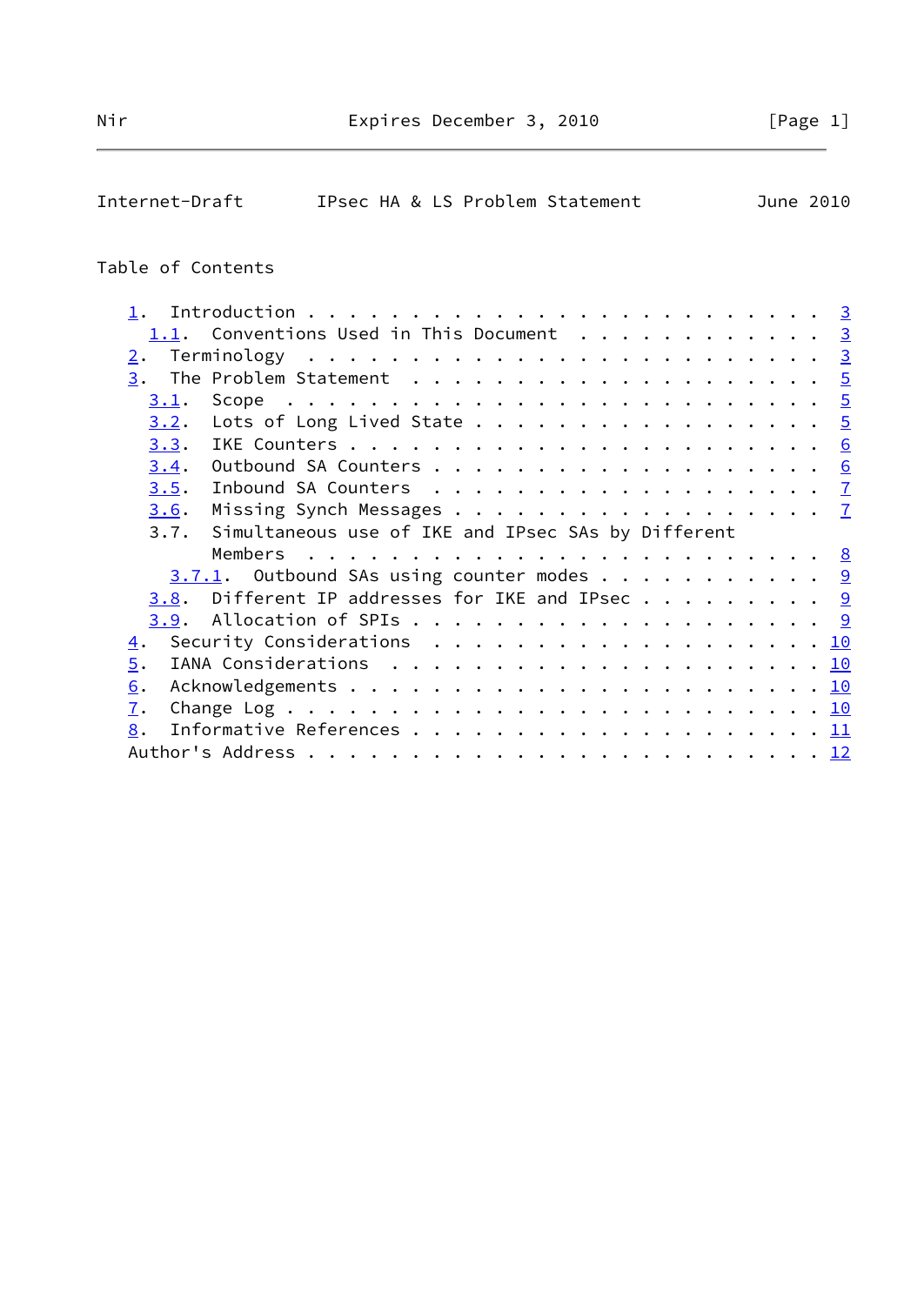Table of Contents

- 1. Introduction . . . . . . . . . . . . . . . . . . . . . . . . . 3
  - 1.1. Conventions Used in This Document . . . . . . . . . . . . 3
- 2. Terminology . . . . . . . . . . . . . . . . . . . . . . . . . 3
- 3. The Problem Statement . . . . . . . . . . . . . . . . . . . . 5
  - 3.1. Scope . . . . . . . . . . . . . . . . . . . . . . . . . . 5
  - 3.2. Lots of Long Lived State . . . . . . . . . . . . . . . . . 5
  - 3.3. IKE Counters . . . . . . . . . . . . . . . . . . . . . . . 6
  - 3.4. Outbound SA Counters . . . . . . . . . . . . . . . . . . . 6
  - 3.5. Inbound SA Counters . . . . . . . . . . . . . . . . . . . 7
  - 3.6. Missing Synch Messages . . . . . . . . . . . . . . . . . . 7
  - 3.7. Simultaneous use of IKE and IPsec SAs by Different Members . . . . . . . . . . . . . . . . . . . . . . . . . 8
    - 3.7.1. Outbound SAs using counter modes . . . . . . . . . . . 9
  - 3.8. Different IP addresses for IKE and IPsec . . . . . . . . . 9
  - 3.9. Allocation of SPIs . . . . . . . . . . . . . . . . . . . . 9
- 4. Security Considerations . . . . . . . . . . . . . . . . . . . 10
- 5. IANA Considerations . . . . . . . . . . . . . . . . . . . . . 10
- 6. Acknowledgements . . . . . . . . . . . . . . . . . . . . . . . 10
- 7. Change Log . . . . . . . . . . . . . . . . . . . . . . . . . . 10
- 8. Informative References . . . . . . . . . . . . . . . . . . . . 11
- Author's Address . . . . . . . . . . . . . . . . . . . . . . . . 12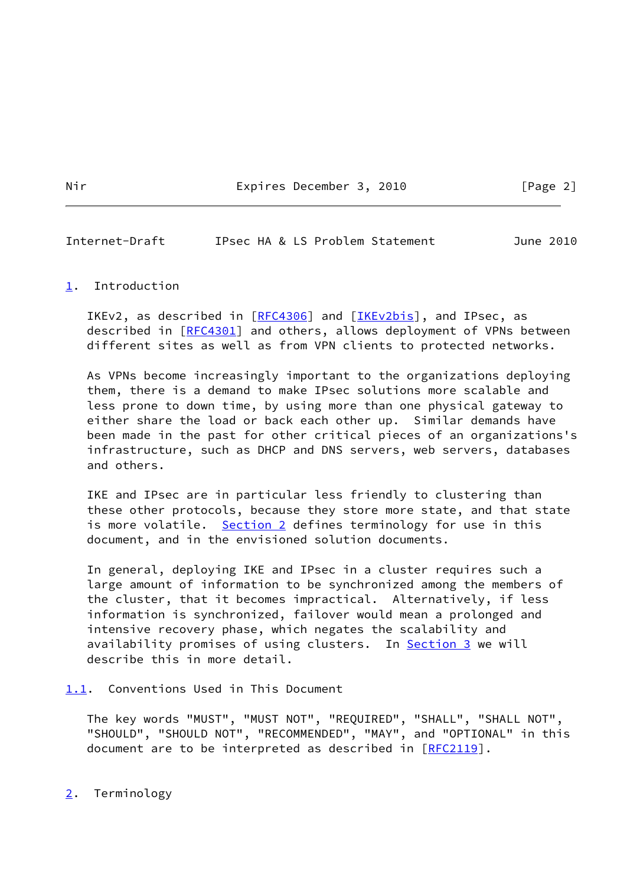## 1. Introduction

IKEv2, as described in [RFC4306] and [IKEv2bis], and IPsec, as described in [RFC4301] and others, allows deployment of VPNs between different sites as well as from VPN clients to protected networks.

As VPNs become increasingly important to the organizations deploying them, there is a demand to make IPsec solutions more scalable and less prone to down time, by using more than one physical gateway to either share the load or back each other up. Similar demands have been made in the past for other critical pieces of an organizations's infrastructure, such as DHCP and DNS servers, web servers, databases and others.

IKE and IPsec are in particular less friendly to clustering than these other protocols, because they store more state, and that state is more volatile. Section 2 defines terminology for use in this document, and in the envisioned solution documents.

In general, deploying IKE and IPsec in a cluster requires such a large amount of information to be synchronized among the members of the cluster, that it becomes impractical. Alternatively, if less information is synchronized, failover would mean a prolonged and intensive recovery phase, which negates the scalability and availability promises of using clusters. In Section 3 we will describe this in more detail.

### 1.1. Conventions Used in This Document

The key words "MUST", "MUST NOT", "REQUIRED", "SHALL", "SHALL NOT", "SHOULD", "SHOULD NOT", "RECOMMENDED", "MAY", and "OPTIONAL" in this document are to be interpreted as described in [RFC2119].

## 2. Terminology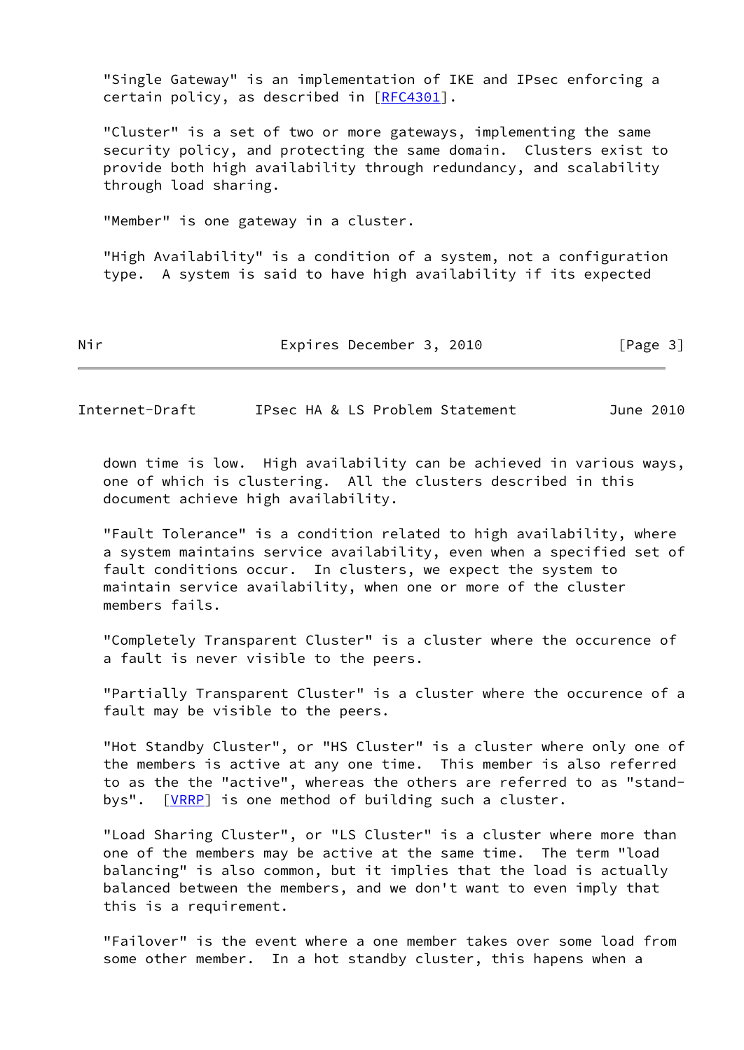"Single Gateway" is an implementation of IKE and IPsec enforcing a certain policy, as described in [RFC4301].

"Cluster" is a set of two or more gateways, implementing the same security policy, and protecting the same domain. Clusters exist to provide both high availability through redundancy, and scalability through load sharing.

"Member" is one gateway in a cluster.

"High Availability" is a condition of a system, not a configuration type. A system is said to have high availability if its expected down time is low. High availability can be achieved in various ways, one of which is clustering. All the clusters described in this document achieve high availability.

"Fault Tolerance" is a condition related to high availability, where a system maintains service availability, even when a specified set of fault conditions occur. In clusters, we expect the system to maintain service availability, when one or more of the cluster members fails.

"Completely Transparent Cluster" is a cluster where the occurence of a fault is never visible to the peers.

"Partially Transparent Cluster" is a cluster where the occurence of a fault may be visible to the peers.

"Hot Standby Cluster", or "HS Cluster" is a cluster where only one of the members is active at any one time. This member is also referred to as the the "active", whereas the others are referred to as "stand-bys". [VRRP] is one method of building such a cluster.

"Load Sharing Cluster", or "LS Cluster" is a cluster where more than one of the members may be active at the same time. The term "load balancing" is also common, but it implies that the load is actually balanced between the members, and we don't want to even imply that this is a requirement.

"Failover" is the event where a one member takes over some load from some other member. In a hot standby cluster, this hapens when a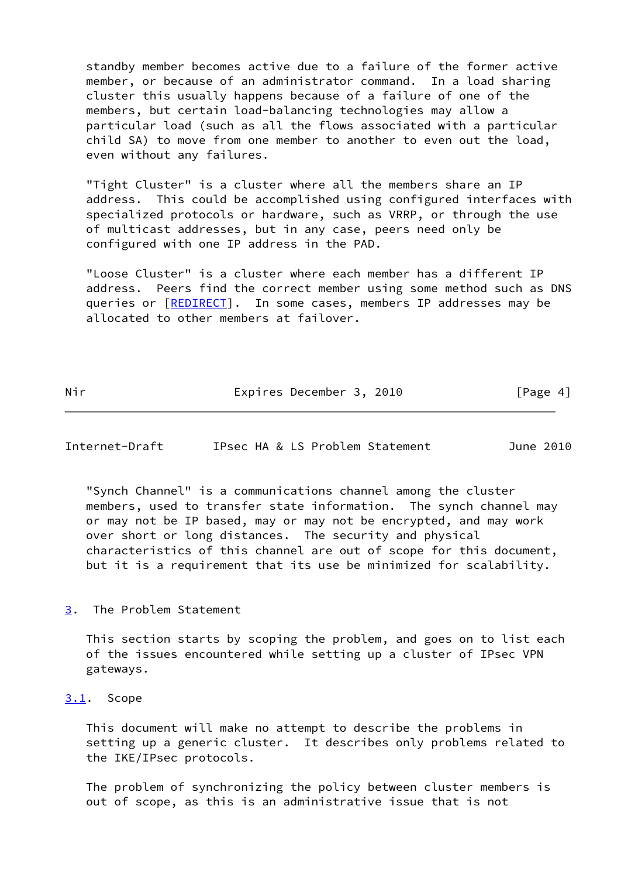standby member becomes active due to a failure of the former active member, or because of an administrator command. In a load sharing cluster this usually happens because of a failure of one of the members, but certain load-balancing technologies may allow a particular load (such as all the flows associated with a particular child SA) to move from one member to another to even out the load, even without any failures.

"Tight Cluster" is a cluster where all the members share an IP address. This could be accomplished using configured interfaces with specialized protocols or hardware, such as VRRP, or through the use of multicast addresses, but in any case, peers need only be configured with one IP address in the PAD.

"Loose Cluster" is a cluster where each member has a different IP address. Peers find the correct member using some method such as DNS queries or [REDIRECT]. In some cases, members IP addresses may be allocated to other members at failover.

"Synch Channel" is a communications channel among the cluster members, used to transfer state information. The synch channel may or may not be IP based, may or may not be encrypted, and may work over short or long distances. The security and physical characteristics of this channel are out of scope for this document, but it is a requirement that its use be minimized for scalability.

## 3. The Problem Statement

This section starts by scoping the problem, and goes on to list each of the issues encountered while setting up a cluster of IPsec VPN gateways.

### 3.1. Scope

This document will make no attempt to describe the problems in setting up a generic cluster. It describes only problems related to the IKE/IPsec protocols.

The problem of synchronizing the policy between cluster members is out of scope, as this is an administrative issue that is not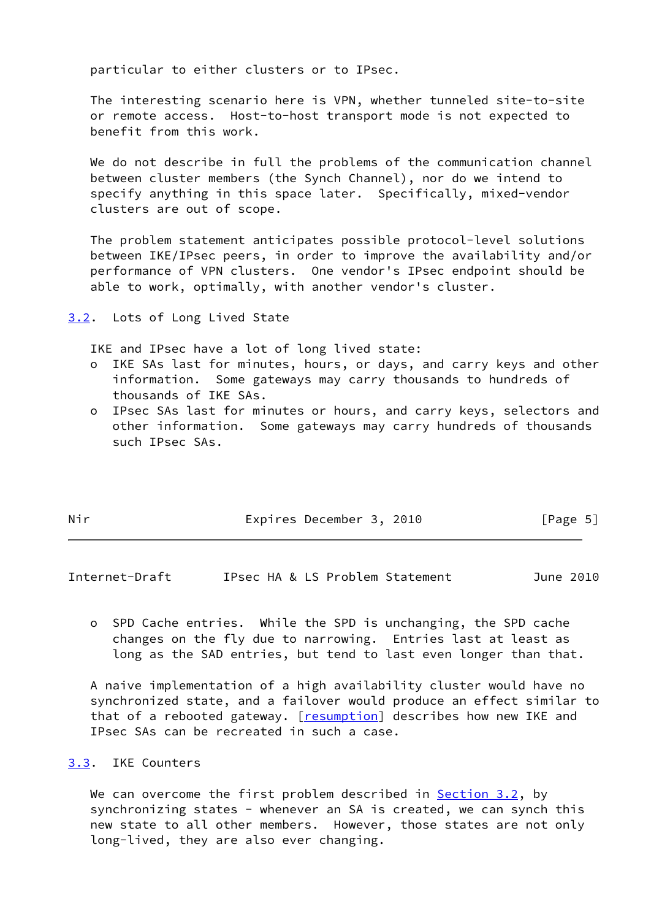particular to either clusters or to IPsec.

The interesting scenario here is VPN, whether tunneled site-to-site or remote access. Host-to-host transport mode is not expected to benefit from this work.

We do not describe in full the problems of the communication channel between cluster members (the Synch Channel), nor do we intend to specify anything in this space later. Specifically, mixed-vendor clusters are out of scope.

The problem statement anticipates possible protocol-level solutions between IKE/IPsec peers, in order to improve the availability and/or performance of VPN clusters. One vendor's IPsec endpoint should be able to work, optimally, with another vendor's cluster.

### 3.2. Lots of Long Lived State

IKE and IPsec have a lot of long lived state:

- IKE SAs last for minutes, hours, or days, and carry keys and other information. Some gateways may carry thousands to hundreds of thousands of IKE SAs.
- IPsec SAs last for minutes or hours, and carry keys, selectors and other information. Some gateways may carry hundreds of thousands such IPsec SAs.
- SPD Cache entries. While the SPD is unchanging, the SPD cache changes on the fly due to narrowing. Entries last at least as long as the SAD entries, but tend to last even longer than that.

A naive implementation of a high availability cluster would have no synchronized state, and a failover would produce an effect similar to that of a rebooted gateway. [resumption] describes how new IKE and IPsec SAs can be recreated in such a case.

### 3.3. IKE Counters

We can overcome the first problem described in Section 3.2, by synchronizing states - whenever an SA is created, we can synch this new state to all other members. However, those states are not only long-lived, they are also ever changing.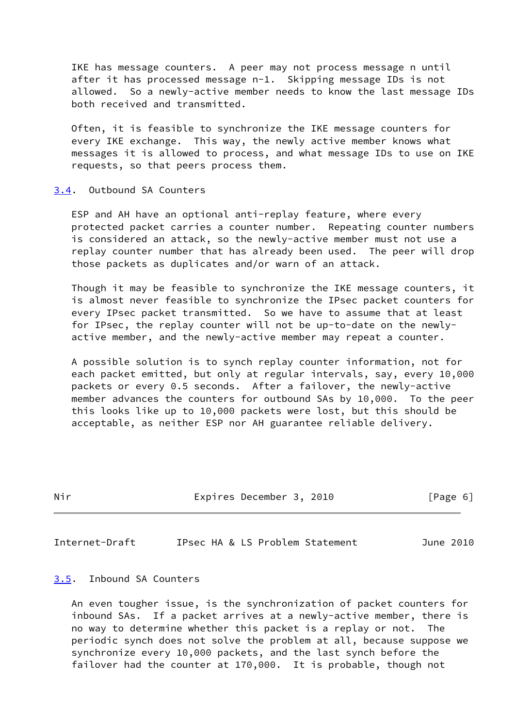IKE has message counters. A peer may not process message n until after it has processed message n-1. Skipping message IDs is not allowed. So a newly-active member needs to know the last message IDs both received and transmitted.

Often, it is feasible to synchronize the IKE message counters for every IKE exchange. This way, the newly active member knows what messages it is allowed to process, and what message IDs to use on IKE requests, so that peers process them.

### 3.4. Outbound SA Counters

ESP and AH have an optional anti-replay feature, where every protected packet carries a counter number. Repeating counter numbers is considered an attack, so the newly-active member must not use a replay counter number that has already been used. The peer will drop those packets as duplicates and/or warn of an attack.

Though it may be feasible to synchronize the IKE message counters, it is almost never feasible to synchronize the IPsec packet counters for every IPsec packet transmitted. So we have to assume that at least for IPsec, the replay counter will not be up-to-date on the newly-active member, and the newly-active member may repeat a counter.

A possible solution is to synch replay counter information, not for each packet emitted, but only at regular intervals, say, every 10,000 packets or every 0.5 seconds. After a failover, the newly-active member advances the counters for outbound SAs by 10,000. To the peer this looks like up to 10,000 packets were lost, but this should be acceptable, as neither ESP nor AH guarantee reliable delivery.

### 3.5. Inbound SA Counters

An even tougher issue, is the synchronization of packet counters for inbound SAs. If a packet arrives at a newly-active member, there is no way to determine whether this packet is a replay or not. The periodic synch does not solve the problem at all, because suppose we synchronize every 10,000 packets, and the last synch before the failover had the counter at 170,000. It is probable, though not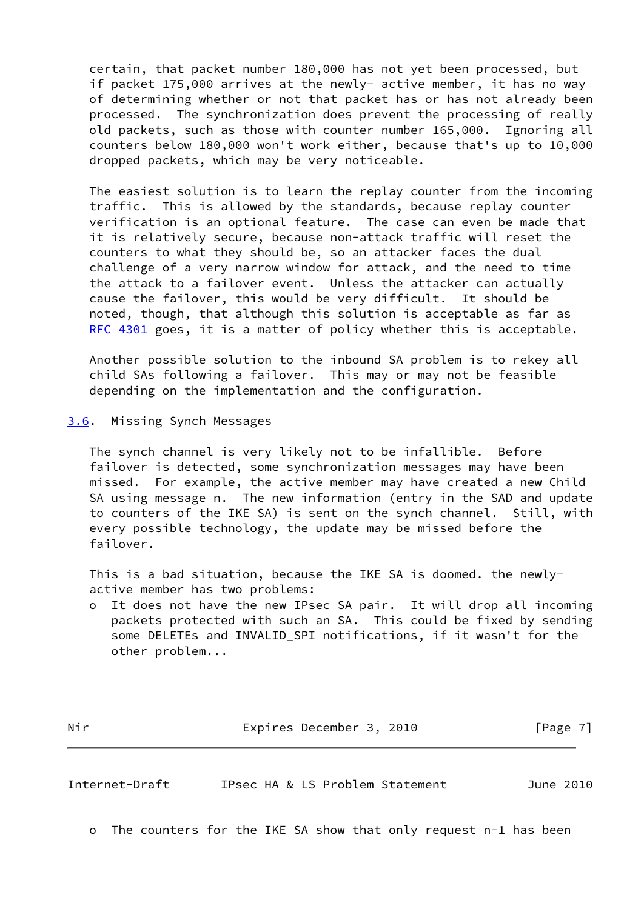certain, that packet number 180,000 has not yet been processed, but if packet 175,000 arrives at the newly- active member, it has no way of determining whether or not that packet has or has not already been processed. The synchronization does prevent the processing of really old packets, such as those with counter number 165,000. Ignoring all counters below 180,000 won't work either, because that's up to 10,000 dropped packets, which may be very noticeable.

The easiest solution is to learn the replay counter from the incoming traffic. This is allowed by the standards, because replay counter verification is an optional feature. The case can even be made that it is relatively secure, because non-attack traffic will reset the counters to what they should be, so an attacker faces the dual challenge of a very narrow window for attack, and the need to time the attack to a failover event. Unless the attacker can actually cause the failover, this would be very difficult. It should be noted, though, that although this solution is acceptable as far as RFC 4301 goes, it is a matter of policy whether this is acceptable.

Another possible solution to the inbound SA problem is to rekey all child SAs following a failover. This may or may not be feasible depending on the implementation and the configuration.

### 3.6. Missing Synch Messages

The synch channel is very likely not to be infallible. Before failover is detected, some synchronization messages may have been missed. For example, the active member may have created a new Child SA using message n. The new information (entry in the SAD and update to counters of the IKE SA) is sent on the synch channel. Still, with every possible technology, the update may be missed before the failover.

This is a bad situation, because the IKE SA is doomed. the newly-active member has two problems:

- It does not have the new IPsec SA pair. It will drop all incoming packets protected with such an SA. This could be fixed by sending some DELETEs and INVALID_SPI notifications, if it wasn't for the other problem...
- The counters for the IKE SA show that only request n-1 has been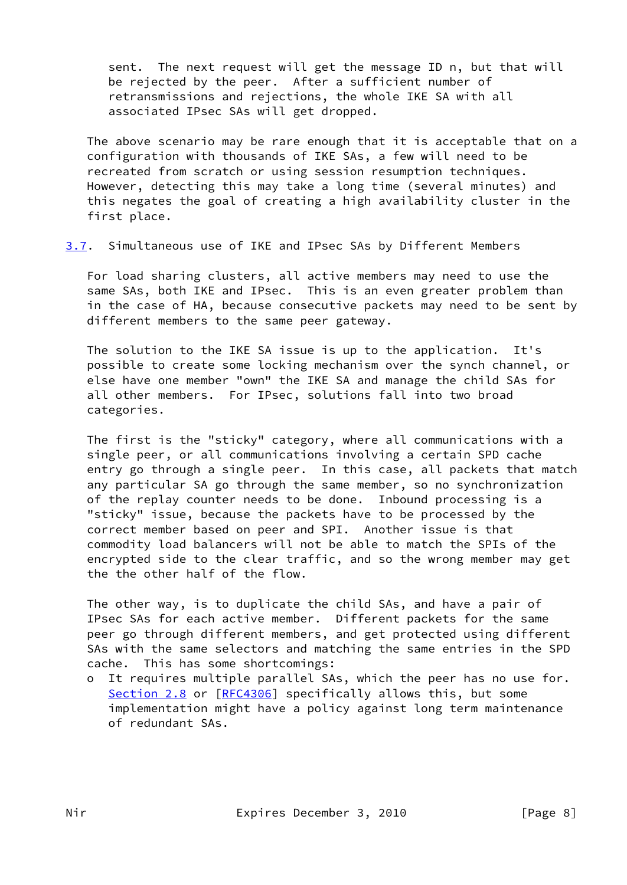sent. The next request will get the message ID n, but that will be rejected by the peer. After a sufficient number of retransmissions and rejections, the whole IKE SA with all associated IPsec SAs will get dropped.

The above scenario may be rare enough that it is acceptable that on a configuration with thousands of IKE SAs, a few will need to be recreated from scratch or using session resumption techniques. However, detecting this may take a long time (several minutes) and this negates the goal of creating a high availability cluster in the first place.

### 3.7. Simultaneous use of IKE and IPsec SAs by Different Members

For load sharing clusters, all active members may need to use the same SAs, both IKE and IPsec. This is an even greater problem than in the case of HA, because consecutive packets may need to be sent by different members to the same peer gateway.

The solution to the IKE SA issue is up to the application. It's possible to create some locking mechanism over the synch channel, or else have one member "own" the IKE SA and manage the child SAs for all other members. For IPsec, solutions fall into two broad categories.

The first is the "sticky" category, where all communications with a single peer, or all communications involving a certain SPD cache entry go through a single peer. In this case, all packets that match any particular SA go through the same member, so no synchronization of the replay counter needs to be done. Inbound processing is a "sticky" issue, because the packets have to be processed by the correct member based on peer and SPI. Another issue is that commodity load balancers will not be able to match the SPIs of the encrypted side to the clear traffic, and so the wrong member may get the the other half of the flow.

The other way, is to duplicate the child SAs, and have a pair of IPsec SAs for each active member. Different packets for the same peer go through different members, and get protected using different SAs with the same selectors and matching the same entries in the SPD cache. This has some shortcomings:

- It requires multiple parallel SAs, which the peer has no use for. Section 2.8 or [RFC4306] specifically allows this, but some implementation might have a policy against long term maintenance of redundant SAs.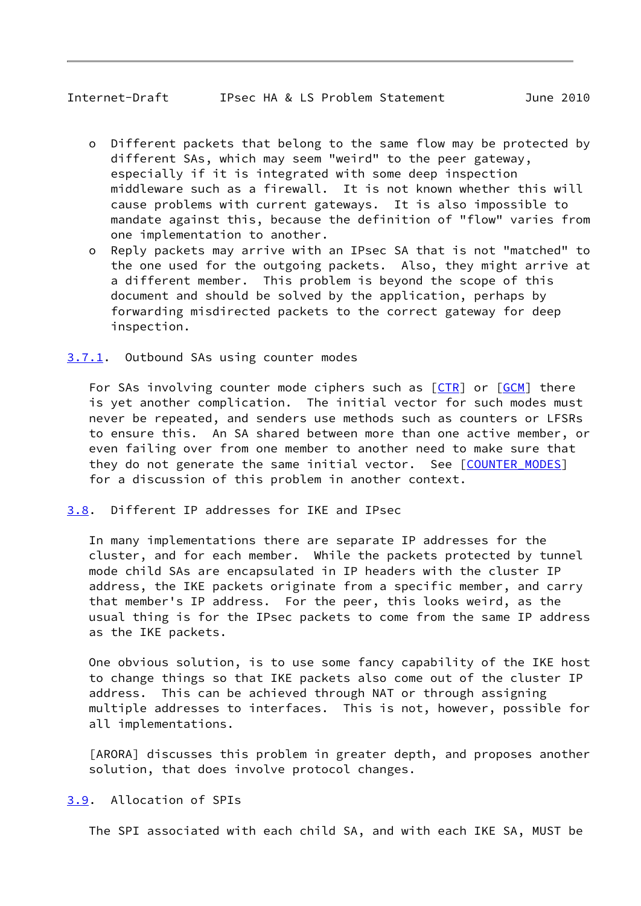- Different packets that belong to the same flow may be protected by different SAs, which may seem "weird" to the peer gateway, especially if it is integrated with some deep inspection middleware such as a firewall. It is not known whether this will cause problems with current gateways. It is also impossible to mandate against this, because the definition of "flow" varies from one implementation to another.
- Reply packets may arrive with an IPsec SA that is not "matched" to the one used for the outgoing packets. Also, they might arrive at a different member. This problem is beyond the scope of this document and should be solved by the application, perhaps by forwarding misdirected packets to the correct gateway for deep inspection.

### 3.7.1. Outbound SAs using counter modes

For SAs involving counter mode ciphers such as [CTR] or [GCM] there is yet another complication. The initial vector for such modes must never be repeated, and senders use methods such as counters or LFSRs to ensure this. An SA shared between more than one active member, or even failing over from one member to another need to make sure that they do not generate the same initial vector. See [COUNTER_MODES] for a discussion of this problem in another context.

## 3.8. Different IP addresses for IKE and IPsec

In many implementations there are separate IP addresses for the cluster, and for each member. While the packets protected by tunnel mode child SAs are encapsulated in IP headers with the cluster IP address, the IKE packets originate from a specific member, and carry that member's IP address. For the peer, this looks weird, as the usual thing is for the IPsec packets to come from the same IP address as the IKE packets.

One obvious solution, is to use some fancy capability of the IKE host to change things so that IKE packets also come out of the cluster IP address. This can be achieved through NAT or through assigning multiple addresses to interfaces. This is not, however, possible for all implementations.

[ARORA] discusses this problem in greater depth, and proposes another solution, that does involve protocol changes.

## 3.9. Allocation of SPIs

The SPI associated with each child SA, and with each IKE SA, MUST be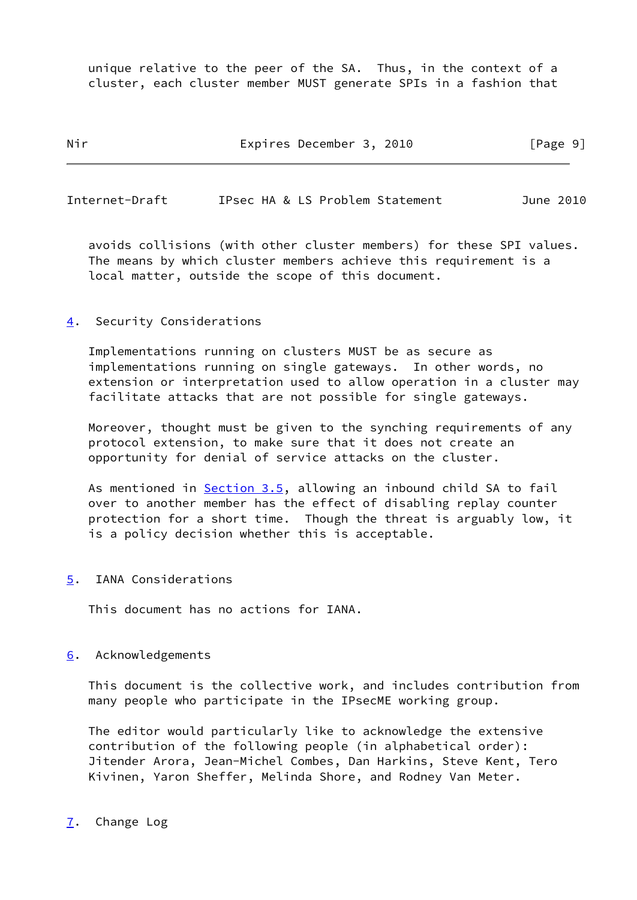unique relative to the peer of the SA. Thus, in the context of a cluster, each cluster member MUST generate SPIs in a fashion that avoids collisions (with other cluster members) for these SPI values. The means by which cluster members achieve this requirement is a local matter, outside the scope of this document.

## 4. Security Considerations

Implementations running on clusters MUST be as secure as implementations running on single gateways. In other words, no extension or interpretation used to allow operation in a cluster may facilitate attacks that are not possible for single gateways.

Moreover, thought must be given to the synching requirements of any protocol extension, to make sure that it does not create an opportunity for denial of service attacks on the cluster.

As mentioned in Section 3.5, allowing an inbound child SA to fail over to another member has the effect of disabling replay counter protection for a short time. Though the threat is arguably low, it is a policy decision whether this is acceptable.

## 5. IANA Considerations

This document has no actions for IANA.

## 6. Acknowledgements

This document is the collective work, and includes contribution from many people who participate in the IPsecME working group.

The editor would particularly like to acknowledge the extensive contribution of the following people (in alphabetical order): Jitender Arora, Jean-Michel Combes, Dan Harkins, Steve Kent, Tero Kivinen, Yaron Sheffer, Melinda Shore, and Rodney Van Meter.

## 7. Change Log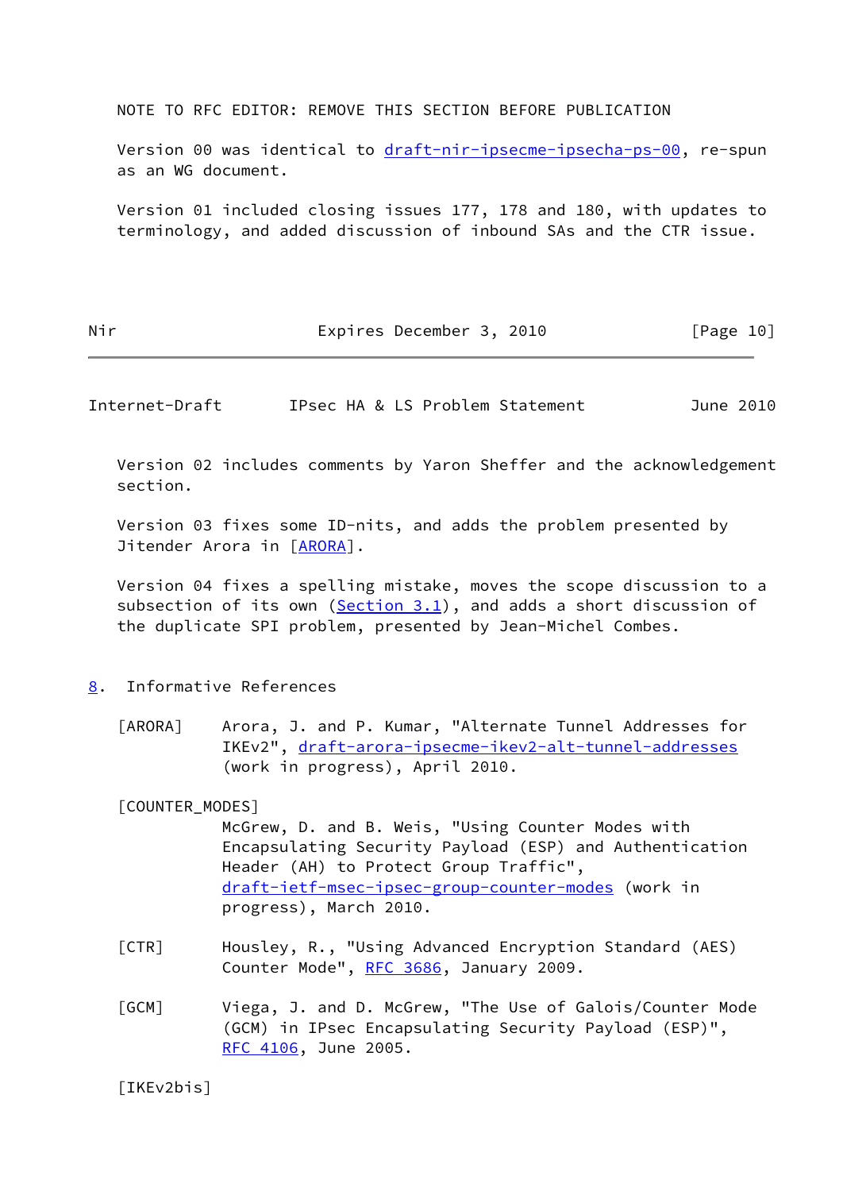NOTE TO RFC EDITOR: REMOVE THIS SECTION BEFORE PUBLICATION

Version 00 was identical to draft-nir-ipsecme-ipsecha-ps-00, re-spun as an WG document.

Version 01 included closing issues 177, 178 and 180, with updates to terminology, and added discussion of inbound SAs and the CTR issue.

Version 02 includes comments by Yaron Sheffer and the acknowledgement section.

Version 03 fixes some ID-nits, and adds the problem presented by Jitender Arora in [ARORA].

Version 04 fixes a spelling mistake, moves the scope discussion to a subsection of its own (Section 3.1), and adds a short discussion of the duplicate SPI problem, presented by Jean-Michel Combes.

## 8. Informative References

[ARORA] Arora, J. and P. Kumar, "Alternate Tunnel Addresses for IKEv2", draft-arora-ipsecme-ikev2-alt-tunnel-addresses (work in progress), April 2010.

[COUNTER_MODES] McGrew, D. and B. Weis, "Using Counter Modes with Encapsulating Security Payload (ESP) and Authentication Header (AH) to Protect Group Traffic", draft-ietf-msec-ipsec-group-counter-modes (work in progress), March 2010.

[CTR] Housley, R., "Using Advanced Encryption Standard (AES) Counter Mode", RFC 3686, January 2009.

[GCM] Viega, J. and D. McGrew, "The Use of Galois/Counter Mode (GCM) in IPsec Encapsulating Security Payload (ESP)", RFC 4106, June 2005.

[IKEv2bis]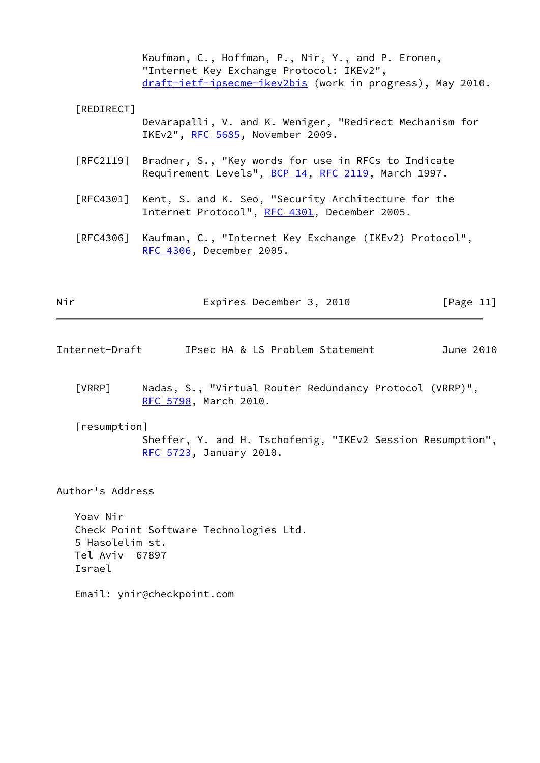Kaufman, C., Hoffman, P., Nir, Y., and P. Eronen, "Internet Key Exchange Protocol: IKEv2", draft-ietf-ipsecme-ikev2bis (work in progress), May 2010.

[REDIRECT]
Devarapalli, V. and K. Weniger, "Redirect Mechanism for IKEv2", RFC 5685, November 2009.

[RFC2119] Bradner, S., "Key words for use in RFCs to Indicate Requirement Levels", BCP 14, RFC 2119, March 1997.

[RFC4301] Kent, S. and K. Seo, "Security Architecture for the Internet Protocol", RFC 4301, December 2005.

[RFC4306] Kaufman, C., "Internet Key Exchange (IKEv2) Protocol", RFC 4306, December 2005.

[VRRP] Nadas, S., "Virtual Router Redundancy Protocol (VRRP)", RFC 5798, March 2010.

[resumption]
Sheffer, Y. and H. Tschofenig, "IKEv2 Session Resumption", RFC 5723, January 2010.

# Author's Address

Yoav Nir
Check Point Software Technologies Ltd.
5 Hasolelim st.
Tel Aviv 67897
Israel

Email: ynir@checkpoint.com